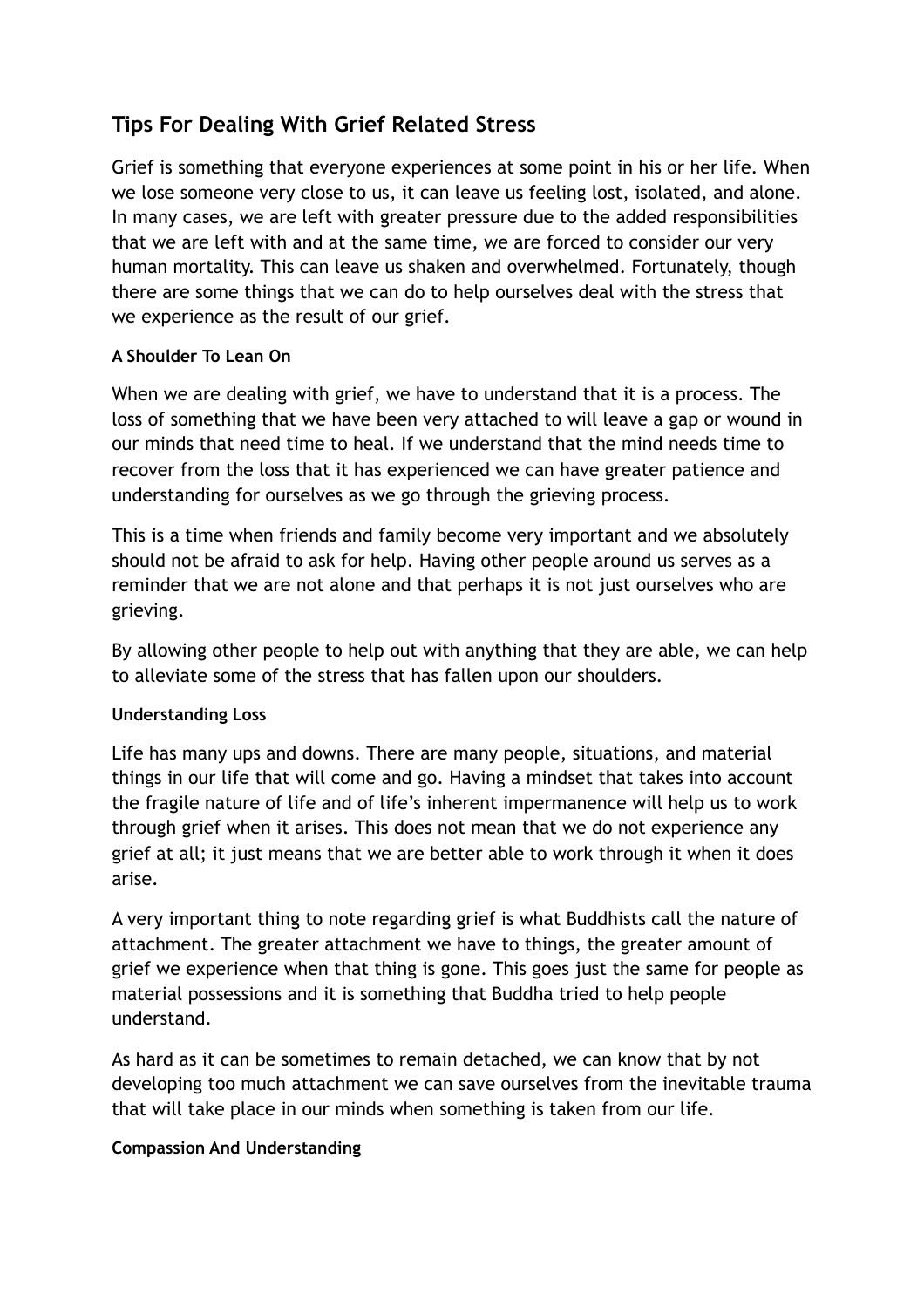## Tips For Dealing With Grief Related Stress

Grief is something that everyone experiences at some point in his or her life. When we lose someone very close to us, it can leave us feeling lost, isolated, and alone. In many cases, we are left with greater pressure due to the added responsibilities that we are left with and at the same time, we are forced to consider our very human mortality. This can leave us shaken and overwhelmed. Fortunately, though there are some things that we can do to help ourselves deal with the stress that we experience as the result of our grief.

**A Shoulder To Lean On**

When we are dealing with grief, we have to understand that it is a process. The loss of something that we have been very attached to will leave a gap or wound in our minds that need time to heal. If we understand that the mind needs time to recover from the loss that it has experienced we can have greater patience and understanding for ourselves as we go through the grieving process.

This is a time when friends and family become very important and we absolutely should not be afraid to ask for help. Having other people around us serves as a reminder that we are not alone and that perhaps it is not just ourselves who are grieving.

By allowing other people to help out with anything that they are able, we can help to alleviate some of the stress that has fallen upon our shoulders.

**Understanding Loss**

Life has many ups and downs. There are many people, situations, and material things in our life that will come and go. Having a mindset that takes into account the fragile nature of life and of life's inherent impermanence will help us to work through grief when it arises. This does not mean that we do not experience any grief at all; it just means that we are better able to work through it when it does arise.

A very important thing to note regarding grief is what Buddhists call the nature of attachment. The greater attachment we have to things, the greater amount of grief we experience when that thing is gone. This goes just the same for people as material possessions and it is something that Buddha tried to help people understand.

As hard as it can be sometimes to remain detached, we can know that by not developing too much attachment we can save ourselves from the inevitable trauma that will take place in our minds when something is taken from our life.

**Compassion And Understanding**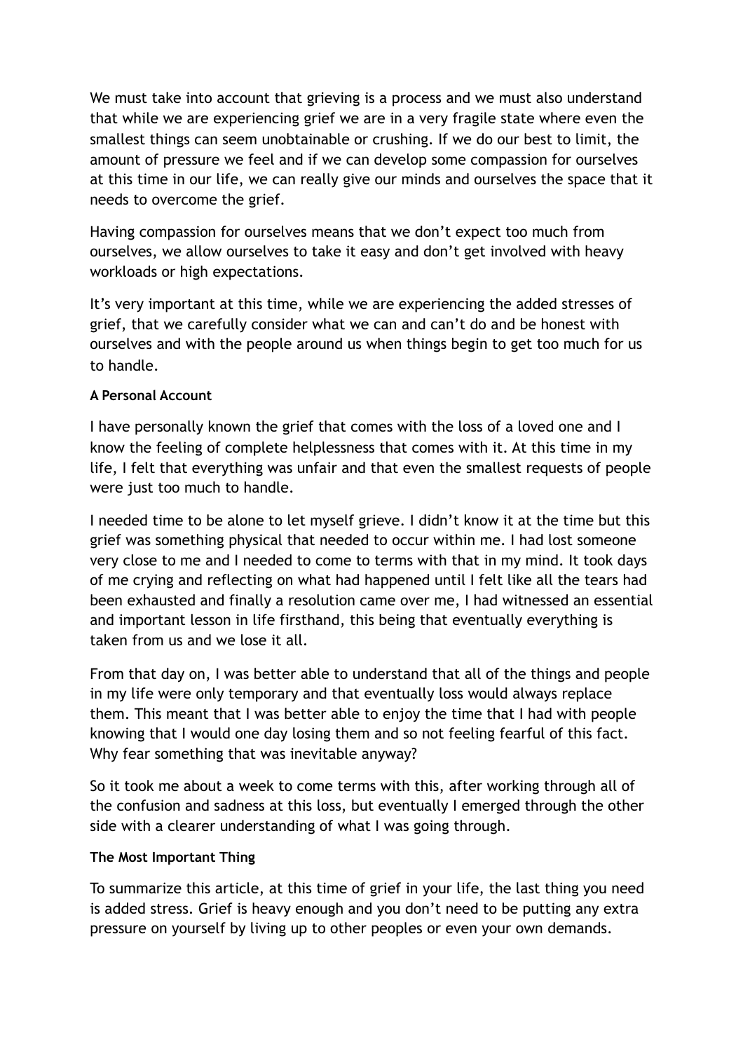We must take into account that grieving is a process and we must also understand that while we are experiencing grief we are in a very fragile state where even the smallest things can seem unobtainable or crushing. If we do our best to limit, the amount of pressure we feel and if we can develop some compassion for ourselves at this time in our life, we can really give our minds and ourselves the space that it needs to overcome the grief.

Having compassion for ourselves means that we don't expect too much from ourselves, we allow ourselves to take it easy and don't get involved with heavy workloads or high expectations.

It's very important at this time, while we are experiencing the added stresses of grief, that we carefully consider what we can and can't do and be honest with ourselves and with the people around us when things begin to get too much for us to handle.

**A Personal Account**

I have personally known the grief that comes with the loss of a loved one and I know the feeling of complete helplessness that comes with it. At this time in my life, I felt that everything was unfair and that even the smallest requests of people were just too much to handle.

I needed time to be alone to let myself grieve. I didn't know it at the time but this grief was something physical that needed to occur within me. I had lost someone very close to me and I needed to come to terms with that in my mind. It took days of me crying and reflecting on what had happened until I felt like all the tears had been exhausted and finally a resolution came over me, I had witnessed an essential and important lesson in life firsthand, this being that eventually everything is taken from us and we lose it all.

From that day on, I was better able to understand that all of the things and people in my life were only temporary and that eventually loss would always replace them. This meant that I was better able to enjoy the time that I had with people knowing that I would one day losing them and so not feeling fearful of this fact. Why fear something that was inevitable anyway?

So it took me about a week to come terms with this, after working through all of the confusion and sadness at this loss, but eventually I emerged through the other side with a clearer understanding of what I was going through.

**The Most Important Thing**

To summarize this article, at this time of grief in your life, the last thing you need is added stress. Grief is heavy enough and you don't need to be putting any extra pressure on yourself by living up to other peoples or even your own demands.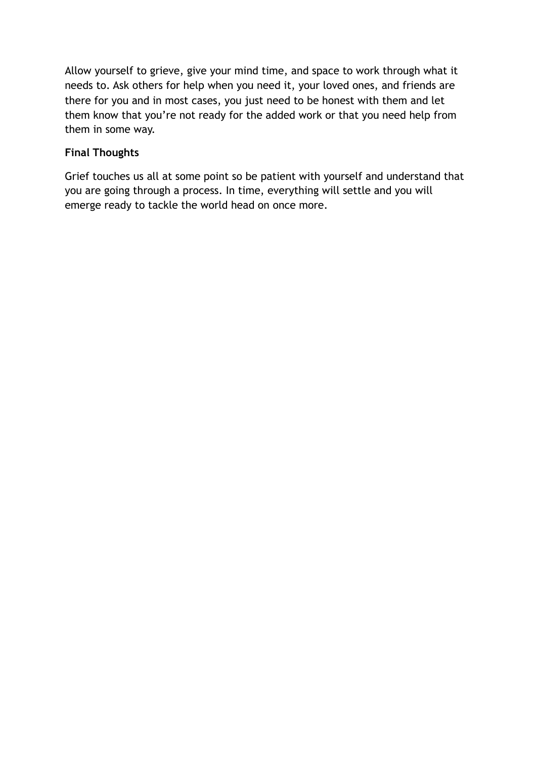Allow yourself to grieve, give your mind time, and space to work through what it needs to. Ask others for help when you need it, your loved ones, and friends are there for you and in most cases, you just need to be honest with them and let them know that you're not ready for the added work or that you need help from them in some way.

**Final Thoughts**

Grief touches us all at some point so be patient with yourself and understand that you are going through a process. In time, everything will settle and you will emerge ready to tackle the world head on once more.